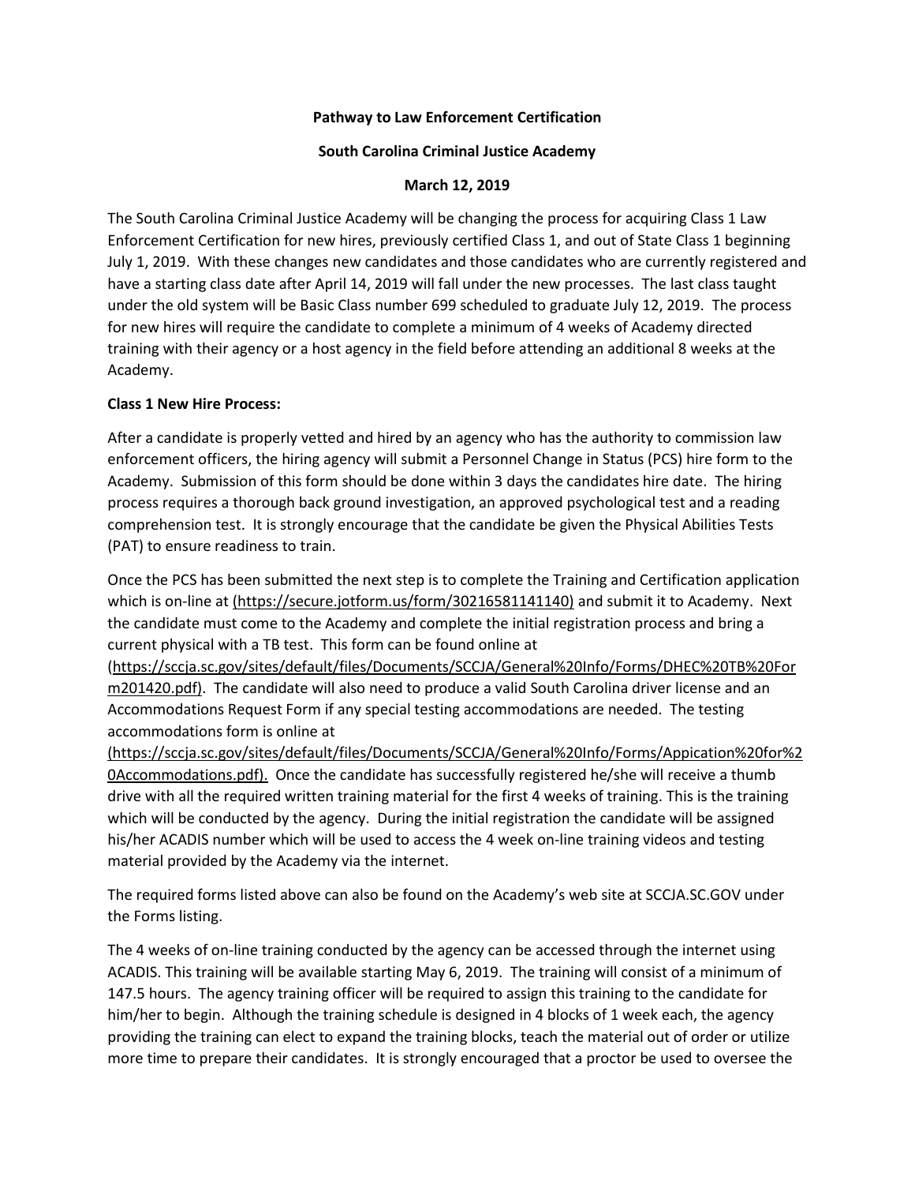**Pathway to Law Enforcement Certification**

**South Carolina Criminal Justice Academy**

**March 12, 2019**

The South Carolina Criminal Justice Academy will be changing the process for acquiring Class 1 Law Enforcement Certification for new hires, previously certified Class 1, and out of State Class 1 beginning July 1, 2019. With these changes new candidates and those candidates who are currently registered and have a starting class date after April 14, 2019 will fall under the new processes. The last class taught under the old system will be Basic Class number 699 scheduled to graduate July 12, 2019. The process for new hires will require the candidate to complete a minimum of 4 weeks of Academy directed training with their agency or a host agency in the field before attending an additional 8 weeks at the Academy.

**Class 1 New Hire Process:**

After a candidate is properly vetted and hired by an agency who has the authority to commission law enforcement officers, the hiring agency will submit a Personnel Change in Status (PCS) hire form to the Academy. Submission of this form should be done within 3 days the candidates hire date. The hiring process requires a thorough back ground investigation, an approved psychological test and a reading comprehension test. It is strongly encourage that the candidate be given the Physical Abilities Tests (PAT) to ensure readiness to train.

Once the PCS has been submitted the next step is to complete the Training and Certification application which is on-line at (https://secure.jotform.us/form/30216581141140) and submit it to Academy. Next the candidate must come to the Academy and complete the initial registration process and bring a current physical with a TB test. This form can be found online at (https://sccja.sc.gov/sites/default/files/Documents/SCCJA/General%20Info/Forms/DHEC%20TB%20Form201420.pdf). The candidate will also need to produce a valid South Carolina driver license and an Accommodations Request Form if any special testing accommodations are needed. The testing accommodations form is online at (https://sccja.sc.gov/sites/default/files/Documents/SCCJA/General%20Info/Forms/Appication%20for%20Accommodations.pdf). Once the candidate has successfully registered he/she will receive a thumb drive with all the required written training material for the first 4 weeks of training. This is the training which will be conducted by the agency. During the initial registration the candidate will be assigned his/her ACADIS number which will be used to access the 4 week on-line training videos and testing material provided by the Academy via the internet.

The required forms listed above can also be found on the Academy's web site at SCCJA.SC.GOV under the Forms listing.

The 4 weeks of on-line training conducted by the agency can be accessed through the internet using ACADIS. This training will be available starting May 6, 2019. The training will consist of a minimum of 147.5 hours. The agency training officer will be required to assign this training to the candidate for him/her to begin. Although the training schedule is designed in 4 blocks of 1 week each, the agency providing the training can elect to expand the training blocks, teach the material out of order or utilize more time to prepare their candidates. It is strongly encouraged that a proctor be used to oversee the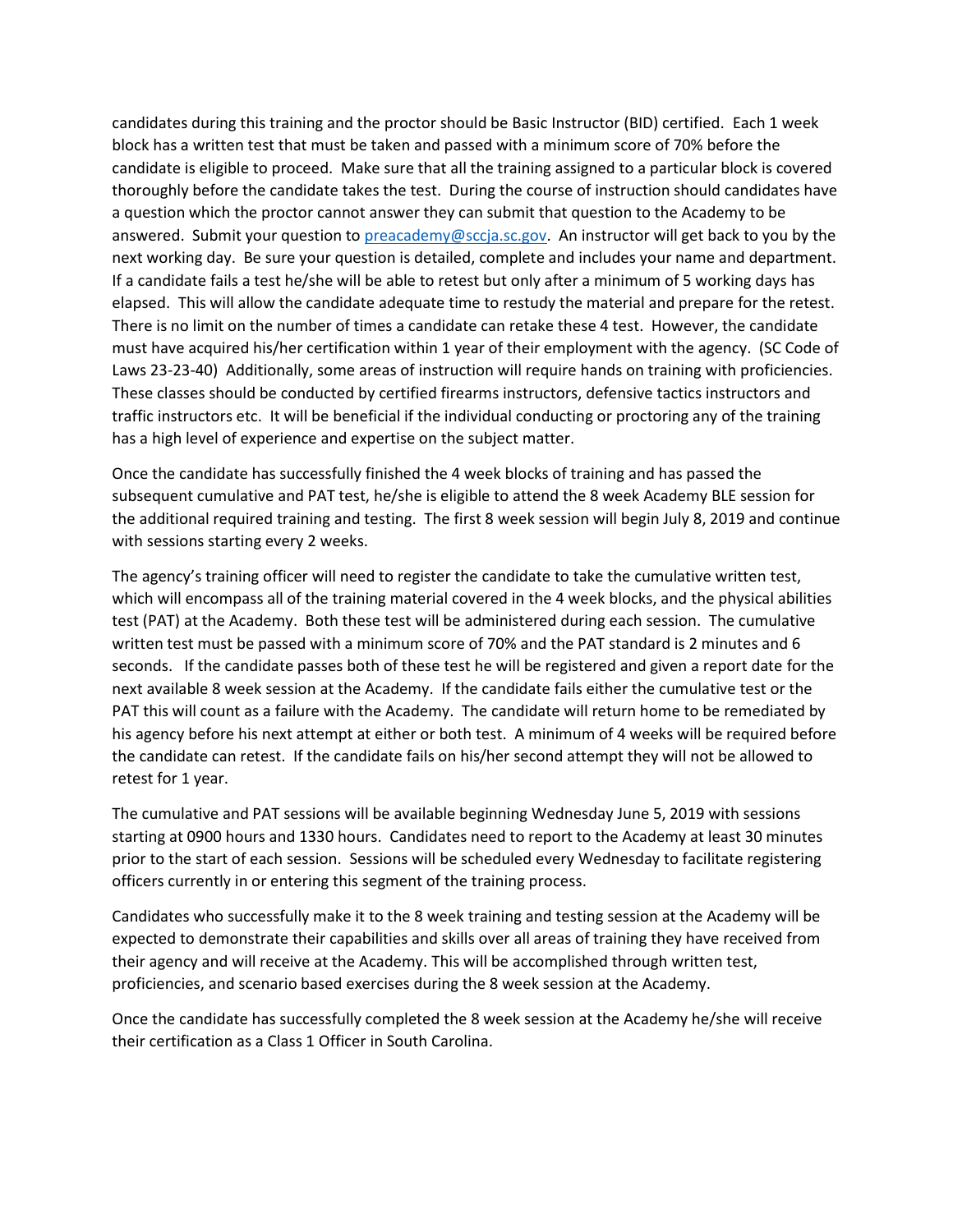candidates during this training and the proctor should be Basic Instructor (BID) certified. Each 1 week block has a written test that must be taken and passed with a minimum score of 70% before the candidate is eligible to proceed. Make sure that all the training assigned to a particular block is covered thoroughly before the candidate takes the test. During the course of instruction should candidates have a question which the proctor cannot answer they can submit that question to the Academy to be answered. Submit your question to [preacademy@sccja.sc.gov](mailto:preacademy@sccja.sc.gov). An instructor will get back to you by the next working day. Be sure your question is detailed, complete and includes your name and department. If a candidate fails a test he/she will be able to retest but only after a minimum of 5 working days has elapsed. This will allow the candidate adequate time to restudy the material and prepare for the retest. There is no limit on the number of times a candidate can retake these 4 test. However, the candidate must have acquired his/her certification within 1 year of their employment with the agency. (SC Code of Laws 23-23-40) Additionally, some areas of instruction will require hands on training with proficiencies. These classes should be conducted by certified firearms instructors, defensive tactics instructors and traffic instructors etc. It will be beneficial if the individual conducting or proctoring any of the training has a high level of experience and expertise on the subject matter.

Once the candidate has successfully finished the 4 week blocks of training and has passed the subsequent cumulative and PAT test, he/she is eligible to attend the 8 week Academy BLE session for the additional required training and testing. The first 8 week session will begin July 8, 2019 and continue with sessions starting every 2 weeks.

The agency's training officer will need to register the candidate to take the cumulative written test, which will encompass all of the training material covered in the 4 week blocks, and the physical abilities test (PAT) at the Academy. Both these test will be administered during each session. The cumulative written test must be passed with a minimum score of 70% and the PAT standard is 2 minutes and 6 seconds. If the candidate passes both of these test he will be registered and given a report date for the next available 8 week session at the Academy. If the candidate fails either the cumulative test or the PAT this will count as a failure with the Academy. The candidate will return home to be remediated by his agency before his next attempt at either or both test. A minimum of 4 weeks will be required before the candidate can retest. If the candidate fails on his/her second attempt they will not be allowed to retest for 1 year.

The cumulative and PAT sessions will be available beginning Wednesday June 5, 2019 with sessions starting at 0900 hours and 1330 hours. Candidates need to report to the Academy at least 30 minutes prior to the start of each session. Sessions will be scheduled every Wednesday to facilitate registering officers currently in or entering this segment of the training process.

Candidates who successfully make it to the 8 week training and testing session at the Academy will be expected to demonstrate their capabilities and skills over all areas of training they have received from their agency and will receive at the Academy. This will be accomplished through written test, proficiencies, and scenario based exercises during the 8 week session at the Academy.

Once the candidate has successfully completed the 8 week session at the Academy he/she will receive their certification as a Class 1 Officer in South Carolina.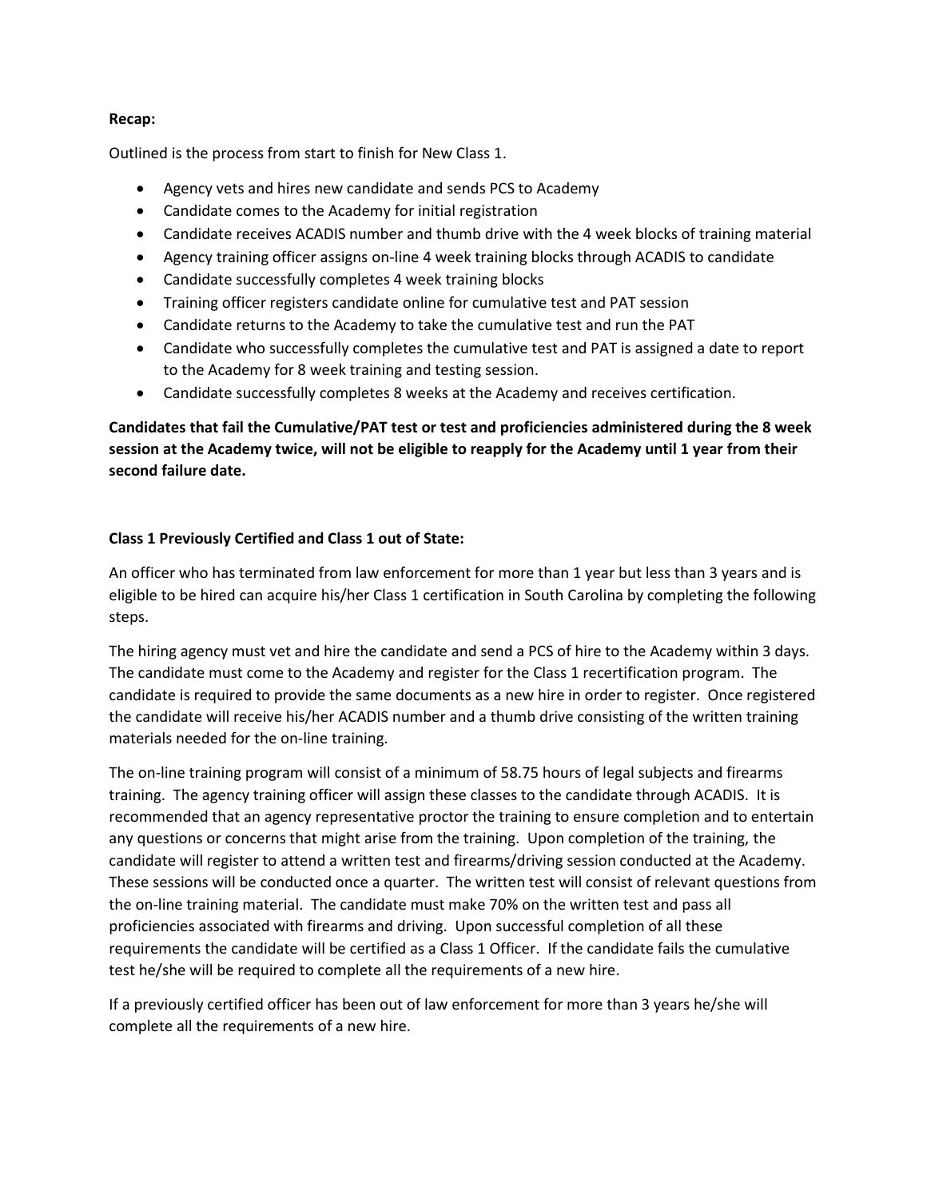**Recap:**

Outlined is the process from start to finish for New Class 1.

- Agency vets and hires new candidate and sends PCS to Academy
- Candidate comes to the Academy for initial registration
- Candidate receives ACADIS number and thumb drive with the 4 week blocks of training material
- Agency training officer assigns on-line 4 week training blocks through ACADIS to candidate
- Candidate successfully completes 4 week training blocks
- Training officer registers candidate online for cumulative test and PAT session
- Candidate returns to the Academy to take the cumulative test and run the PAT
- Candidate who successfully completes the cumulative test and PAT is assigned a date to report to the Academy for 8 week training and testing session.
- Candidate successfully completes 8 weeks at the Academy and receives certification.

**Candidates that fail the Cumulative/PAT test or test and proficiencies administered during the 8 week session at the Academy twice, will not be eligible to reapply for the Academy until 1 year from their second failure date.**

**Class 1 Previously Certified and Class 1 out of State:**

An officer who has terminated from law enforcement for more than 1 year but less than 3 years and is eligible to be hired can acquire his/her Class 1 certification in South Carolina by completing the following steps.

The hiring agency must vet and hire the candidate and send a PCS of hire to the Academy within 3 days. The candidate must come to the Academy and register for the Class 1 recertification program. The candidate is required to provide the same documents as a new hire in order to register. Once registered the candidate will receive his/her ACADIS number and a thumb drive consisting of the written training materials needed for the on-line training.

The on-line training program will consist of a minimum of 58.75 hours of legal subjects and firearms training. The agency training officer will assign these classes to the candidate through ACADIS. It is recommended that an agency representative proctor the training to ensure completion and to entertain any questions or concerns that might arise from the training. Upon completion of the training, the candidate will register to attend a written test and firearms/driving session conducted at the Academy. These sessions will be conducted once a quarter. The written test will consist of relevant questions from the on-line training material. The candidate must make 70% on the written test and pass all proficiencies associated with firearms and driving. Upon successful completion of all these requirements the candidate will be certified as a Class 1 Officer. If the candidate fails the cumulative test he/she will be required to complete all the requirements of a new hire.

If a previously certified officer has been out of law enforcement for more than 3 years he/she will complete all the requirements of a new hire.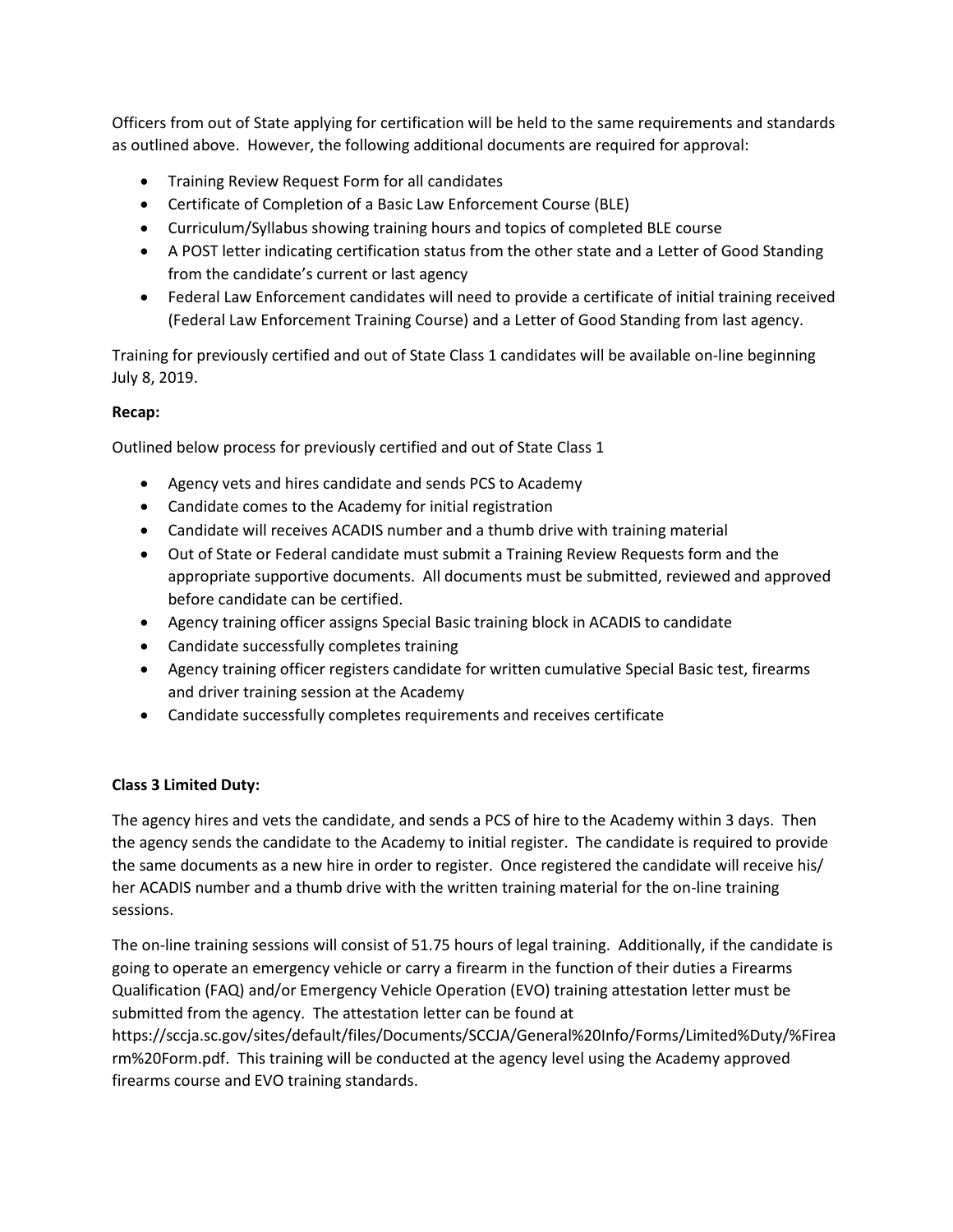Officers from out of State applying for certification will be held to the same requirements and standards as outlined above. However, the following additional documents are required for approval:

- Training Review Request Form for all candidates
- Certificate of Completion of a Basic Law Enforcement Course (BLE)
- Curriculum/Syllabus showing training hours and topics of completed BLE course
- A POST letter indicating certification status from the other state and a Letter of Good Standing from the candidate's current or last agency
- Federal Law Enforcement candidates will need to provide a certificate of initial training received (Federal Law Enforcement Training Course) and a Letter of Good Standing from last agency.

Training for previously certified and out of State Class 1 candidates will be available on-line beginning July 8, 2019.

**Recap:**

Outlined below process for previously certified and out of State Class 1

- Agency vets and hires candidate and sends PCS to Academy
- Candidate comes to the Academy for initial registration
- Candidate will receives ACADIS number and a thumb drive with training material
- Out of State or Federal candidate must submit a Training Review Requests form and the appropriate supportive documents. All documents must be submitted, reviewed and approved before candidate can be certified.
- Agency training officer assigns Special Basic training block in ACADIS to candidate
- Candidate successfully completes training
- Agency training officer registers candidate for written cumulative Special Basic test, firearms and driver training session at the Academy
- Candidate successfully completes requirements and receives certificate

**Class 3 Limited Duty:**

The agency hires and vets the candidate, and sends a PCS of hire to the Academy within 3 days. Then the agency sends the candidate to the Academy to initial register. The candidate is required to provide the same documents as a new hire in order to register. Once registered the candidate will receive his/ her ACADIS number and a thumb drive with the written training material for the on-line training sessions.

The on-line training sessions will consist of 51.75 hours of legal training. Additionally, if the candidate is going to operate an emergency vehicle or carry a firearm in the function of their duties a Firearms Qualification (FAQ) and/or Emergency Vehicle Operation (EVO) training attestation letter must be submitted from the agency. The attestation letter can be found at https://sccja.sc.gov/sites/default/files/Documents/SCCJA/General%20Info/Forms/Limited%Duty/%Firearm%20Form.pdf. This training will be conducted at the agency level using the Academy approved firearms course and EVO training standards.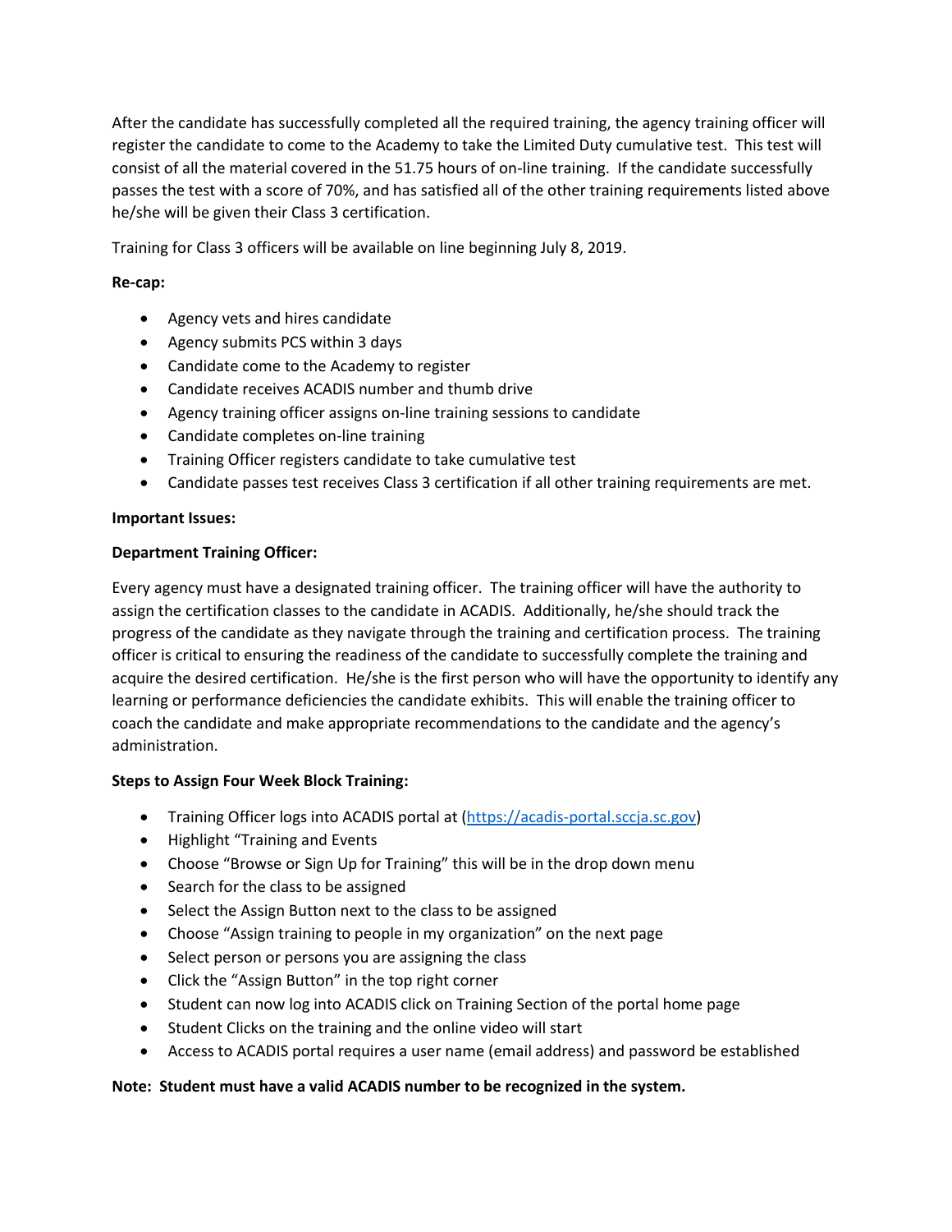After the candidate has successfully completed all the required training, the agency training officer will register the candidate to come to the Academy to take the Limited Duty cumulative test. This test will consist of all the material covered in the 51.75 hours of on-line training. If the candidate successfully passes the test with a score of 70%, and has satisfied all of the other training requirements listed above he/she will be given their Class 3 certification.

Training for Class 3 officers will be available on line beginning July 8, 2019.

**Re-cap:**

- Agency vets and hires candidate
- Agency submits PCS within 3 days
- Candidate come to the Academy to register
- Candidate receives ACADIS number and thumb drive
- Agency training officer assigns on-line training sessions to candidate
- Candidate completes on-line training
- Training Officer registers candidate to take cumulative test
- Candidate passes test receives Class 3 certification if all other training requirements are met.

**Important Issues:**

**Department Training Officer:**

Every agency must have a designated training officer. The training officer will have the authority to assign the certification classes to the candidate in ACADIS. Additionally, he/she should track the progress of the candidate as they navigate through the training and certification process. The training officer is critical to ensuring the readiness of the candidate to successfully complete the training and acquire the desired certification. He/she is the first person who will have the opportunity to identify any learning or performance deficiencies the candidate exhibits. This will enable the training officer to coach the candidate and make appropriate recommendations to the candidate and the agency's administration.

**Steps to Assign Four Week Block Training:**

- Training Officer logs into ACADIS portal at (https://acadis-portal.sccja.sc.gov)
- Highlight "Training and Events
- Choose "Browse or Sign Up for Training" this will be in the drop down menu
- Search for the class to be assigned
- Select the Assign Button next to the class to be assigned
- Choose "Assign training to people in my organization" on the next page
- Select person or persons you are assigning the class
- Click the "Assign Button" in the top right corner
- Student can now log into ACADIS click on Training Section of the portal home page
- Student Clicks on the training and the online video will start
- Access to ACADIS portal requires a user name (email address) and password be established

**Note: Student must have a valid ACADIS number to be recognized in the system.**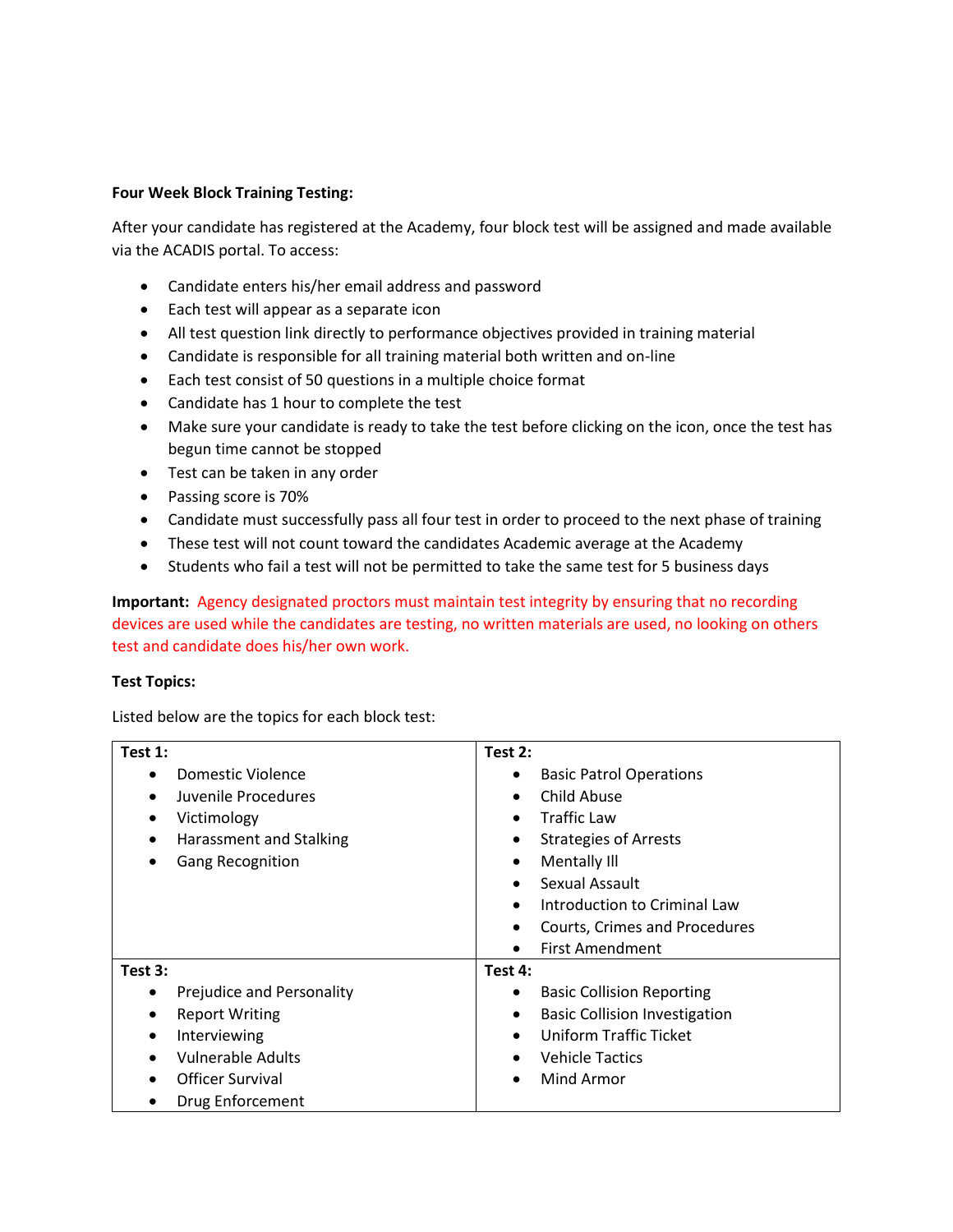**Four Week Block Training Testing:**

After your candidate has registered at the Academy, four block test will be assigned and made available via the ACADIS portal. To access:

- Candidate enters his/her email address and password
- Each test will appear as a separate icon
- All test question link directly to performance objectives provided in training material
- Candidate is responsible for all training material both written and on-line
- Each test consist of 50 questions in a multiple choice format
- Candidate has 1 hour to complete the test
- Make sure your candidate is ready to take the test before clicking on the icon, once the test has begun time cannot be stopped
- Test can be taken in any order
- Passing score is 70%
- Candidate must successfully pass all four test in order to proceed to the next phase of training
- These test will not count toward the candidates Academic average at the Academy
- Students who fail a test will not be permitted to take the same test for 5 business days

**Important:** Agency designated proctors must maintain test integrity by ensuring that no recording devices are used while the candidates are testing, no written materials are used, no looking on others test and candidate does his/her own work.

**Test Topics:**

Listed below are the topics for each block test:

| **Test 1:** | **Test 2:** |
|---|---|
| • Domestic Violence<br>• Juvenile Procedures<br>• Victimology<br>• Harassment and Stalking<br>• Gang Recognition | • Basic Patrol Operations<br>• Child Abuse<br>• Traffic Law<br>• Strategies of Arrests<br>• Mentally Ill<br>• Sexual Assault<br>• Introduction to Criminal Law<br>• Courts, Crimes and Procedures<br>• First Amendment |
| **Test 3:** | **Test 4:** |
| • Prejudice and Personality<br>• Report Writing<br>• Interviewing<br>• Vulnerable Adults<br>• Officer Survival<br>• Drug Enforcement | • Basic Collision Reporting<br>• Basic Collision Investigation<br>• Uniform Traffic Ticket<br>• Vehicle Tactics<br>• Mind Armor |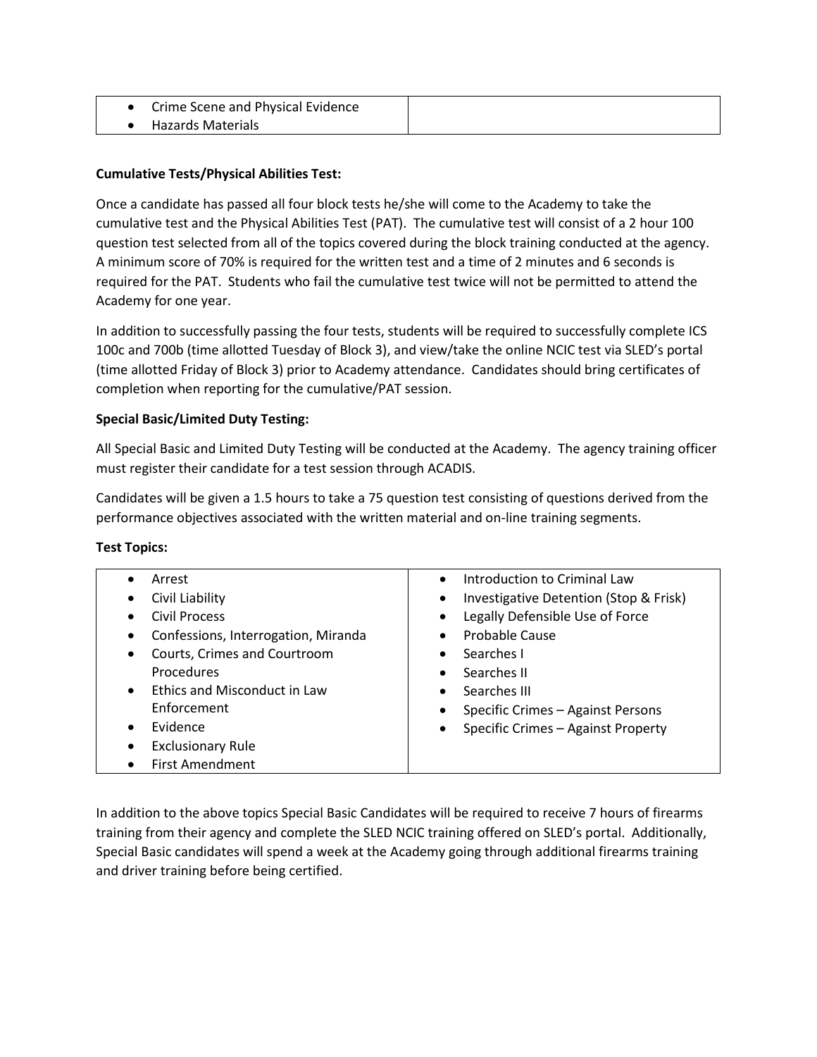| | |
|---|---|
| • Crime Scene and Physical Evidence<br>• Hazards Materials | |

**Cumulative Tests/Physical Abilities Test:**

Once a candidate has passed all four block tests he/she will come to the Academy to take the cumulative test and the Physical Abilities Test (PAT). The cumulative test will consist of a 2 hour 100 question test selected from all of the topics covered during the block training conducted at the agency. A minimum score of 70% is required for the written test and a time of 2 minutes and 6 seconds is required for the PAT. Students who fail the cumulative test twice will not be permitted to attend the Academy for one year.

In addition to successfully passing the four tests, students will be required to successfully complete ICS 100c and 700b (time allotted Tuesday of Block 3), and view/take the online NCIC test via SLED's portal (time allotted Friday of Block 3) prior to Academy attendance. Candidates should bring certificates of completion when reporting for the cumulative/PAT session.

**Special Basic/Limited Duty Testing:**

All Special Basic and Limited Duty Testing will be conducted at the Academy. The agency training officer must register their candidate for a test session through ACADIS.

Candidates will be given a 1.5 hours to take a 75 question test consisting of questions derived from the performance objectives associated with the written material and on-line training segments.

**Test Topics:**

| | |
|---|---|
| • Arrest<br>• Civil Liability<br>• Civil Process<br>• Confessions, Interrogation, Miranda<br>• Courts, Crimes and Courtroom Procedures<br>• Ethics and Misconduct in Law Enforcement<br>• Evidence<br>• Exclusionary Rule<br>• First Amendment | • Introduction to Criminal Law<br>• Investigative Detention (Stop & Frisk)<br>• Legally Defensible Use of Force<br>• Probable Cause<br>• Searches I<br>• Searches II<br>• Searches III<br>• Specific Crimes – Against Persons<br>• Specific Crimes – Against Property |

In addition to the above topics Special Basic Candidates will be required to receive 7 hours of firearms training from their agency and complete the SLED NCIC training offered on SLED's portal. Additionally, Special Basic candidates will spend a week at the Academy going through additional firearms training and driver training before being certified.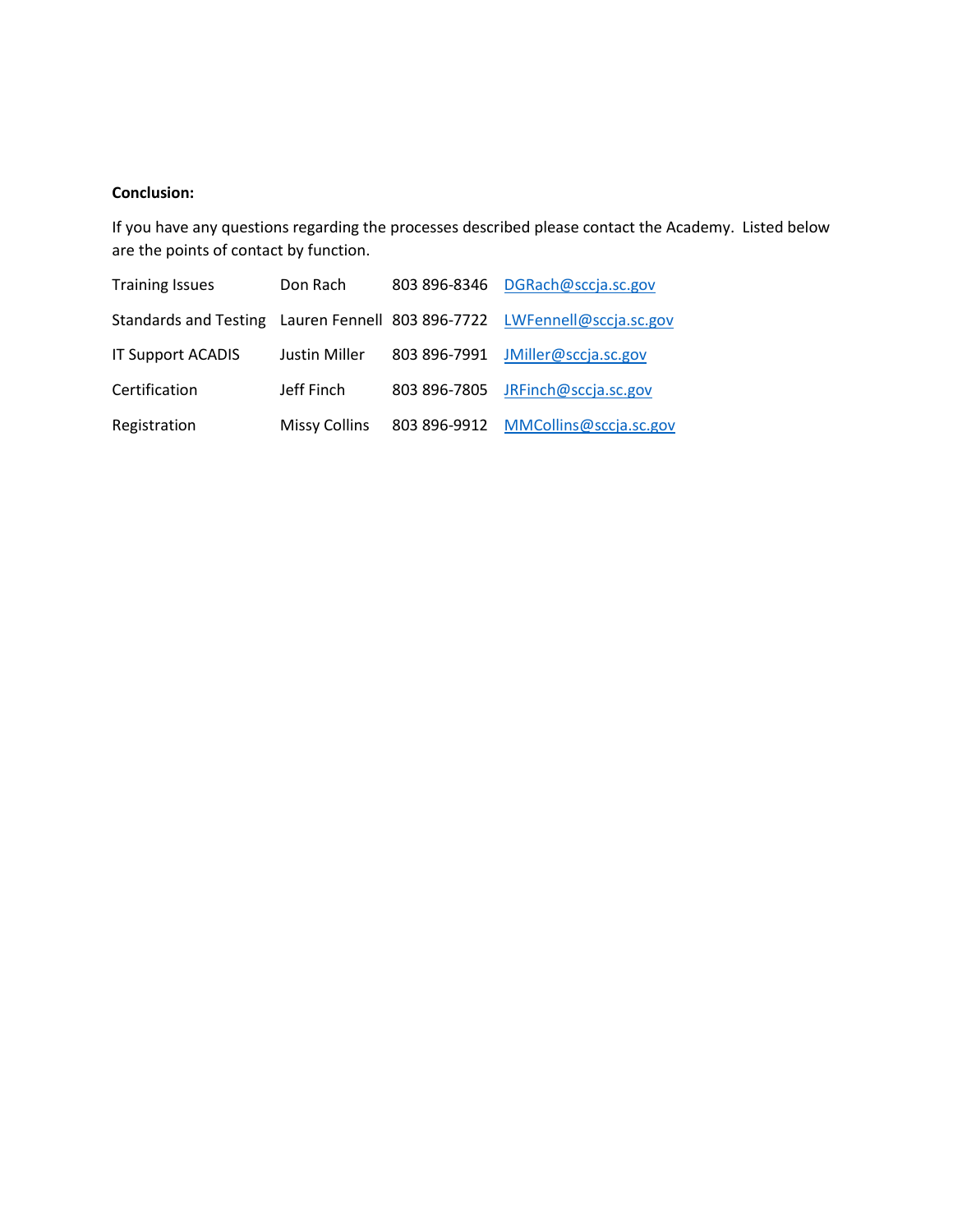**Conclusion:**

If you have any questions regarding the processes described please contact the Academy. Listed below are the points of contact by function.

| | | | |
|---|---|---|---|
| Training Issues | Don Rach | 803 896-8346 | DGRach@sccja.sc.gov |
| Standards and Testing | Lauren Fennell | 803 896-7722 | LWFennell@sccja.sc.gov |
| IT Support ACADIS | Justin Miller | 803 896-7991 | JMiller@sccja.sc.gov |
| Certification | Jeff Finch | 803 896-7805 | JRFinch@sccja.sc.gov |
| Registration | Missy Collins | 803 896-9912 | MMCollins@sccja.sc.gov |